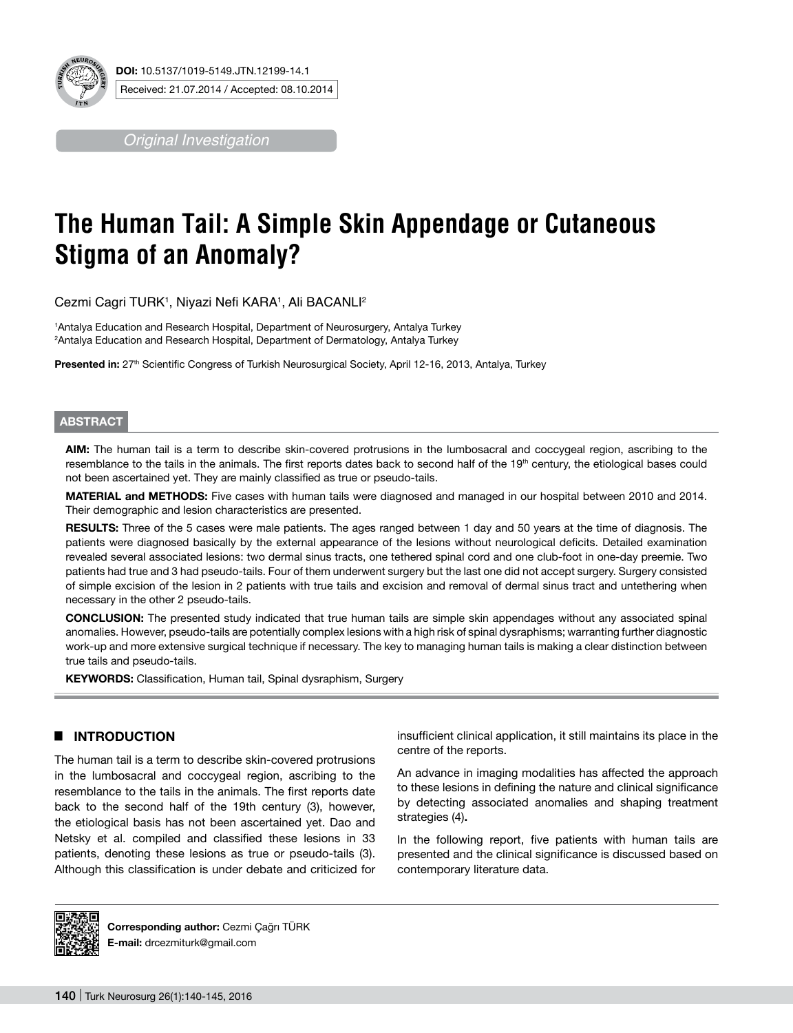DOI: 10.5137/1019-5149.JTN.12199-14.1

Received: 21.07.2014 / Accepted: 08.10.2014

*Original Investigation*

# The Human Tail: A Simple Skin Appendage or Cutaneous Stigma of an Anomaly?

Cezmi Cagri TURK[1], Niyazi Nefi KARA[1], Ali BACANLI[2]

[1]Antalya Education and Research Hospital, Department of Neurosurgery, Antalya Turkey
[2]Antalya Education and Research Hospital, Department of Dermatology, Antalya Turkey

**Presented in:** 27th Scientific Congress of Turkish Neurosurgical Society, April 12-16, 2013, Antalya, Turkey

## ABSTRACT

**AIM:** The human tail is a term to describe skin-covered protrusions in the lumbosacral and coccygeal region, ascribing to the resemblance to the tails in the animals. The first reports dates back to second half of the 19th century, the etiological bases could not been ascertained yet. They are mainly classified as true or pseudo-tails.

**MATERIAL and METHODS:** Five cases with human tails were diagnosed and managed in our hospital between 2010 and 2014. Their demographic and lesion characteristics are presented.

**RESULTS:** Three of the 5 cases were male patients. The ages ranged between 1 day and 50 years at the time of diagnosis. The patients were diagnosed basically by the external appearance of the lesions without neurological deficits. Detailed examination revealed several associated lesions: two dermal sinus tracts, one tethered spinal cord and one club-foot in one-day preemie. Two patients had true and 3 had pseudo-tails. Four of them underwent surgery but the last one did not accept surgery. Surgery consisted of simple excision of the lesion in 2 patients with true tails and excision and removal of dermal sinus tract and untethering when necessary in the other 2 pseudo-tails.

**CONCLUSION:** The presented study indicated that true human tails are simple skin appendages without any associated spinal anomalies. However, pseudo-tails are potentially complex lesions with a high risk of spinal dysraphisms; warranting further diagnostic work-up and more extensive surgical technique if necessary. The key to managing human tails is making a clear distinction between true tails and pseudo-tails.

**KEYWORDS:** Classification, Human tail, Spinal dysraphism, Surgery

## INTRODUCTION

The human tail is a term to describe skin-covered protrusions in the lumbosacral and coccygeal region, ascribing to the resemblance to the tails in the animals. The first reports date back to the second half of the 19th century (3), however, the etiological basis has not been ascertained yet. Dao and Netsky et al. compiled and classified these lesions in 33 patients, denoting these lesions as true or pseudo-tails (3). Although this classification is under debate and criticized for insufficient clinical application, it still maintains its place in the centre of the reports.

An advance in imaging modalities has affected the approach to these lesions in defining the nature and clinical significance by detecting associated anomalies and shaping treatment strategies (4).

In the following report, five patients with human tails are presented and the clinical significance is discussed based on contemporary literature data.

**Corresponding author:** Cezmi Çağrı TÜRK
**E-mail:** drcezmiturk@gmail.com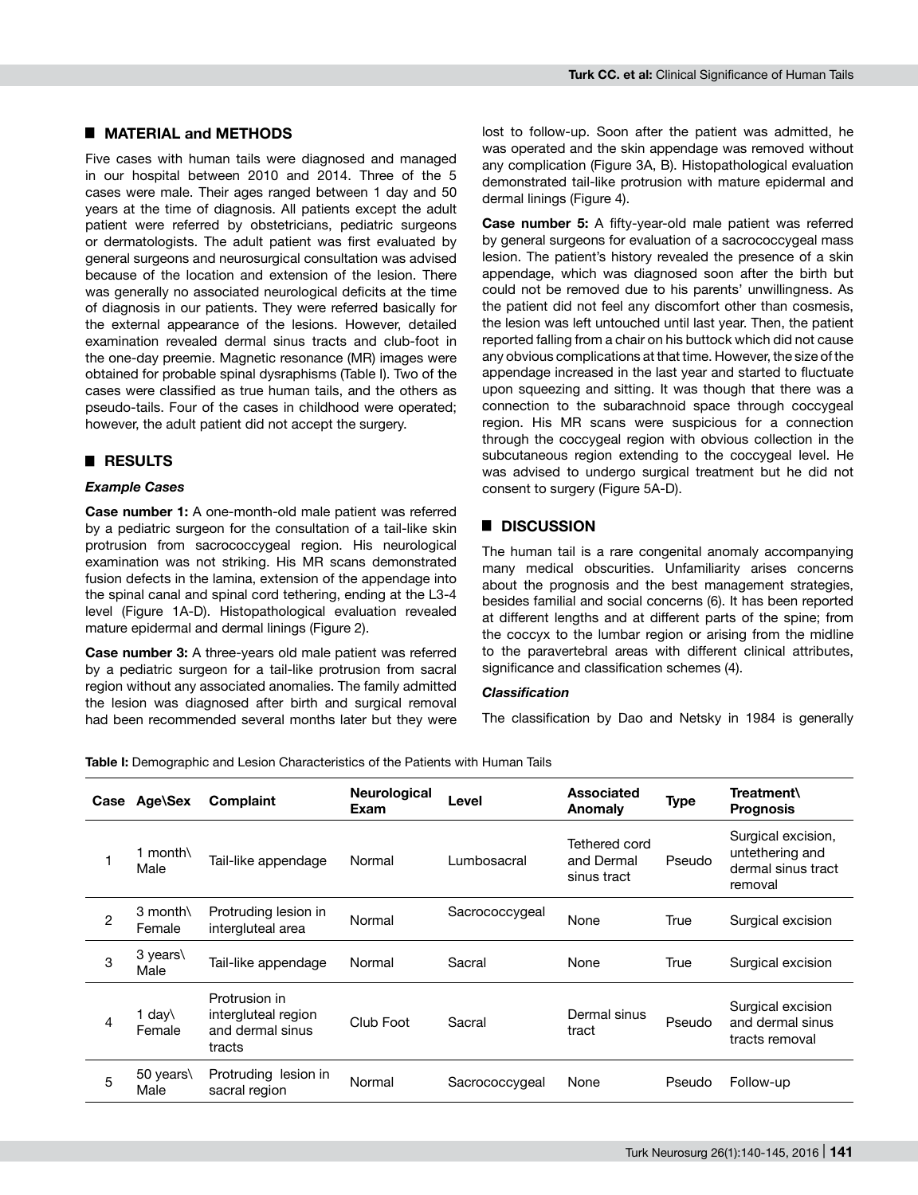## MATERIAL and METHODS

Five cases with human tails were diagnosed and managed in our hospital between 2010 and 2014. Three of the 5 cases were male. Their ages ranged between 1 day and 50 years at the time of diagnosis. All patients except the adult patient were referred by obstetricians, pediatric surgeons or dermatologists. The adult patient was first evaluated by general surgeons and neurosurgical consultation was advised because of the location and extension of the lesion. There was generally no associated neurological deficits at the time of diagnosis in our patients. They were referred basically for the external appearance of the lesions. However, detailed examination revealed dermal sinus tracts and club-foot in the one-day preemie. Magnetic resonance (MR) images were obtained for probable spinal dysraphisms (Table I). Two of the cases were classified as true human tails, and the others as pseudo-tails. Four of the cases in childhood were operated; however, the adult patient did not accept the surgery.

## RESULTS

### *Example Cases*

**Case number 1:** A one-month-old male patient was referred by a pediatric surgeon for the consultation of a tail-like skin protrusion from sacrococcygeal region. His neurological examination was not striking. His MR scans demonstrated fusion defects in the lamina, extension of the appendage into the spinal canal and spinal cord tethering, ending at the L3-4 level (Figure 1A-D). Histopathological evaluation revealed mature epidermal and dermal linings (Figure 2).

**Case number 3:** A three-years old male patient was referred by a pediatric surgeon for a tail-like protrusion from sacral region without any associated anomalies. The family admitted the lesion was diagnosed after birth and surgical removal had been recommended several months later but they were lost to follow-up. Soon after the patient was admitted, he was operated and the skin appendage was removed without any complication (Figure 3A, B). Histopathological evaluation demonstrated tail-like protrusion with mature epidermal and dermal linings (Figure 4).

**Case number 5:** A fifty-year-old male patient was referred by general surgeons for evaluation of a sacrococcygeal mass lesion. The patient's history revealed the presence of a skin appendage, which was diagnosed soon after the birth but could not be removed due to his parents' unwillingness. As the patient did not feel any discomfort other than cosmesis, the lesion was left untouched until last year. Then, the patient reported falling from a chair on his buttock which did not cause any obvious complications at that time. However, the size of the appendage increased in the last year and started to fluctuate upon squeezing and sitting. It was though that there was a connection to the subarachnoid space through coccygeal region. His MR scans were suspicious for a connection through the coccygeal region with obvious collection in the subcutaneous region extending to the coccygeal level. He was advised to undergo surgical treatment but he did not consent to surgery (Figure 5A-D).

## DISCUSSION

The human tail is a rare congenital anomaly accompanying many medical obscurities. Unfamiliarity arises concerns about the prognosis and the best management strategies, besides familial and social concerns (6). It has been reported at different lengths and at different parts of the spine; from the coccyx to the lumbar region or arising from the midline to the paravertebral areas with different clinical attributes, significance and classification schemes (4).

### *Classification*

The classification by Dao and Netsky in 1984 is generally

**Table I:** Demographic and Lesion Characteristics of the Patients with Human Tails

| Case | Age\Sex | Complaint | Neurological Exam | Level | Associated Anomaly | Type | Treatment\ Prognosis |
|---|---|---|---|---|---|---|---|
| 1 | 1 month\ Male | Tail-like appendage | Normal | Lumbosacral | Tethered cord and Dermal sinus tract | Pseudo | Surgical excision, untethering and dermal sinus tract removal |
| 2 | 3 month\ Female | Protruding lesion in intergluteal area | Normal | Sacrococcygeal | None | True | Surgical excision |
| 3 | 3 years\ Male | Tail-like appendage | Normal | Sacral | None | True | Surgical excision |
| 4 | 1 day\ Female | Protrusion in intergluteal region and dermal sinus tracts | Club Foot | Sacral | Dermal sinus tract | Pseudo | Surgical excision and dermal sinus tracts removal |
| 5 | 50 years\ Male | Protruding lesion in sacral region | Normal | Sacrococcygeal | None | Pseudo | Follow-up |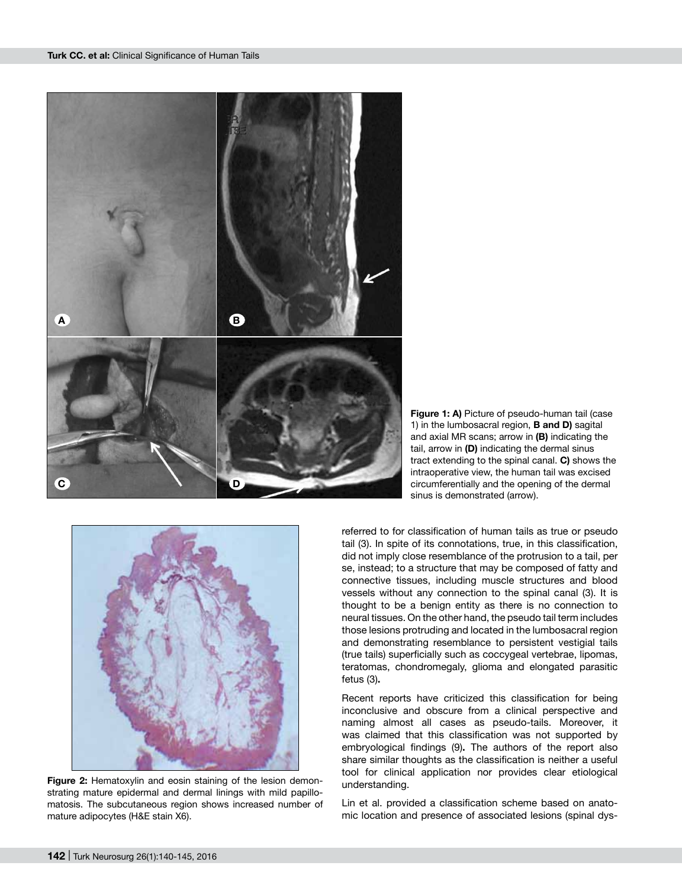**Figure 1: A)** Picture of pseudo-human tail (case 1) in the lumbosacral region, **B and D)** sagital and axial MR scans; arrow in **(B)** indicating the tail, arrow in **(D)** indicating the dermal sinus tract extending to the spinal canal. **C)** shows the intraoperative view, the human tail was excised circumferentially and the opening of the dermal sinus is demonstrated (arrow).

**Figure 2:** Hematoxylin and eosin staining of the lesion demonstrating mature epidermal and dermal linings with mild papillomatosis. The subcutaneous region shows increased number of mature adipocytes (H&E stain X6).

referred to for classification of human tails as true or pseudo tail (3). In spite of its connotations, true, in this classification, did not imply close resemblance of the protrusion to a tail, per se, instead; to a structure that may be composed of fatty and connective tissues, including muscle structures and blood vessels without any connection to the spinal canal (3). It is thought to be a benign entity as there is no connection to neural tissues. On the other hand, the pseudo tail term includes those lesions protruding and located in the lumbosacral region and demonstrating resemblance to persistent vestigial tails (true tails) superficially such as coccygeal vertebrae, lipomas, teratomas, chondromegaly, glioma and elongated parasitic fetus (3)**.**

Recent reports have criticized this classification for being inconclusive and obscure from a clinical perspective and naming almost all cases as pseudo-tails. Moreover, it was claimed that this classification was not supported by embryological findings (9)**.** The authors of the report also share similar thoughts as the classification is neither a useful tool for clinical application nor provides clear etiological understanding.

Lin et al. provided a classification scheme based on anatomic location and presence of associated lesions (spinal dys-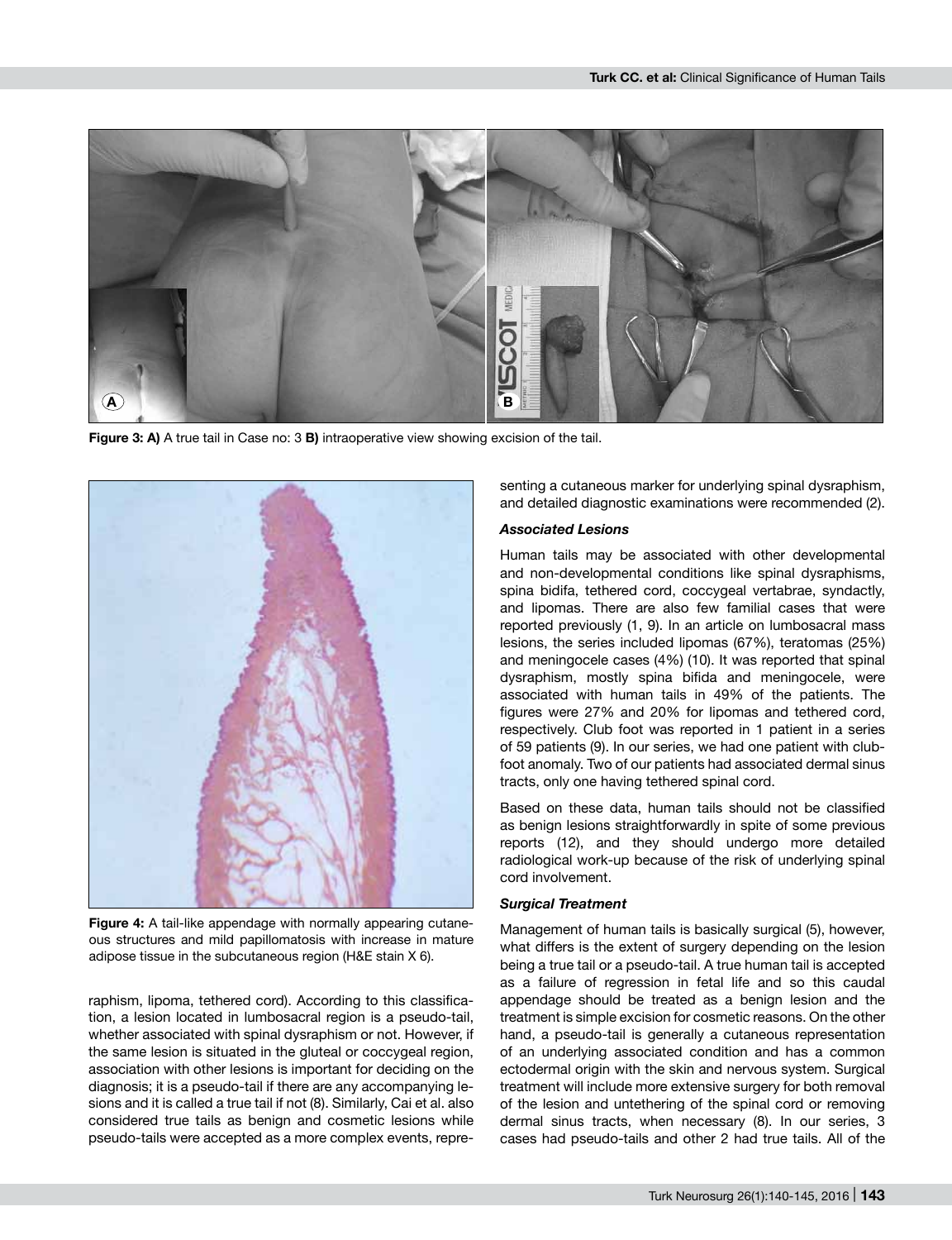**Figure 3: A)** A true tail in Case no: 3 **B)** intraoperative view showing excision of the tail.

**Figure 4:** A tail-like appendage with normally appearing cutaneous structures and mild papillomatosis with increase in mature adipose tissue in the subcutaneous region (H&E stain X 6).

raphism, lipoma, tethered cord). According to this classification, a lesion located in lumbosacral region is a pseudo-tail, whether associated with spinal dysraphism or not. However, if the same lesion is situated in the gluteal or coccygeal region, association with other lesions is important for deciding on the diagnosis; it is a pseudo-tail if there are any accompanying lesions and it is called a true tail if not (8). Similarly, Cai et al. also considered true tails as benign and cosmetic lesions while pseudo-tails were accepted as a more complex events, representing a cutaneous marker for underlying spinal dysraphism, and detailed diagnostic examinations were recommended (2).

### *Associated Lesions*

Human tails may be associated with other developmental and non-developmental conditions like spinal dysraphisms, spina bidifa, tethered cord, coccygeal vertabrae, syndactly, and lipomas. There are also few familial cases that were reported previously (1, 9). In an article on lumbosacral mass lesions, the series included lipomas (67%), teratomas (25%) and meningocele cases (4%) (10). It was reported that spinal dysraphism, mostly spina bifida and meningocele, were associated with human tails in 49% of the patients. The figures were 27% and 20% for lipomas and tethered cord, respectively. Club foot was reported in 1 patient in a series of 59 patients (9). In our series, we had one patient with club-foot anomaly. Two of our patients had associated dermal sinus tracts, only one having tethered spinal cord.

Based on these data, human tails should not be classified as benign lesions straightforwardly in spite of some previous reports (12), and they should undergo more detailed radiological work-up because of the risk of underlying spinal cord involvement.

### *Surgical Treatment*

Management of human tails is basically surgical (5), however, what differs is the extent of surgery depending on the lesion being a true tail or a pseudo-tail. A true human tail is accepted as a failure of regression in fetal life and so this caudal appendage should be treated as a benign lesion and the treatment is simple excision for cosmetic reasons. On the other hand, a pseudo-tail is generally a cutaneous representation of an underlying associated condition and has a common ectodermal origin with the skin and nervous system. Surgical treatment will include more extensive surgery for both removal of the lesion and untethering of the spinal cord or removing dermal sinus tracts, when necessary (8). In our series, 3 cases had pseudo-tails and other 2 had true tails. All of the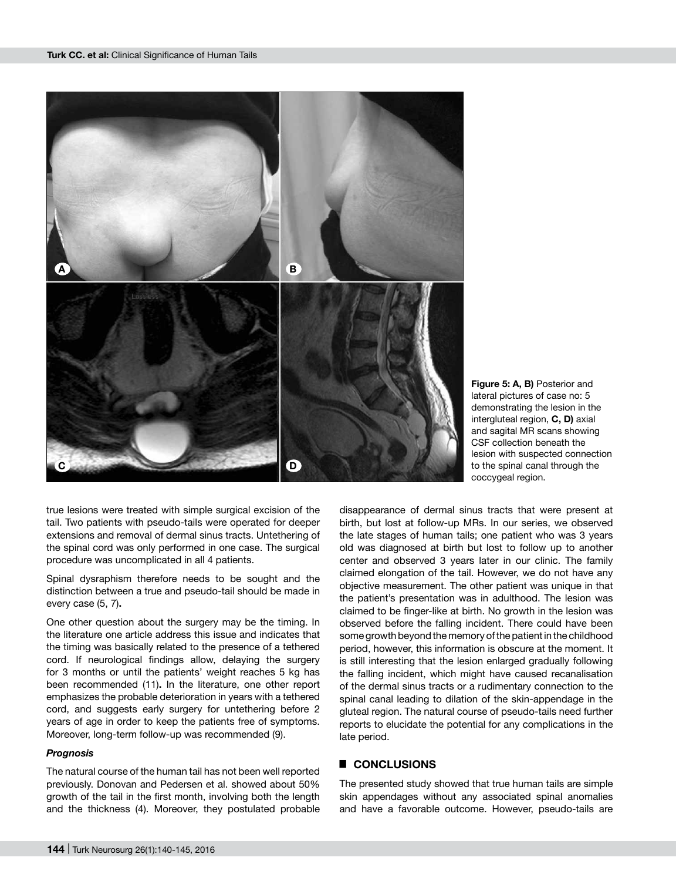**Figure 5: A, B)** Posterior and lateral pictures of case no: 5 demonstrating the lesion in the intergluteal region, **C, D)** axial and sagital MR scans showing CSF collection beneath the lesion with suspected connection to the spinal canal through the coccygeal region.

true lesions were treated with simple surgical excision of the tail. Two patients with pseudo-tails were operated for deeper extensions and removal of dermal sinus tracts. Untethering of the spinal cord was only performed in one case. The surgical procedure was uncomplicated in all 4 patients.

Spinal dysraphism therefore needs to be sought and the distinction between a true and pseudo-tail should be made in every case (5, 7)**.**

One other question about the surgery may be the timing. In the literature one article address this issue and indicates that the timing was basically related to the presence of a tethered cord. If neurological findings allow, delaying the surgery for 3 months or until the patients' weight reaches 5 kg has been recommended (11)**.** In the literature, one other report emphasizes the probable deterioration in years with a tethered cord, and suggests early surgery for untethering before 2 years of age in order to keep the patients free of symptoms. Moreover, long-term follow-up was recommended (9).

### *Prognosis*

The natural course of the human tail has not been well reported previously. Donovan and Pedersen et al. showed about 50% growth of the tail in the first month, involving both the length and the thickness (4). Moreover, they postulated probable disappearance of dermal sinus tracts that were present at birth, but lost at follow-up MRs. In our series, we observed the late stages of human tails; one patient who was 3 years old was diagnosed at birth but lost to follow up to another center and observed 3 years later in our clinic. The family claimed elongation of the tail. However, we do not have any objective measurement. The other patient was unique in that the patient's presentation was in adulthood. The lesion was claimed to be finger-like at birth. No growth in the lesion was observed before the falling incident. There could have been some growth beyond the memory of the patient in the childhood period, however, this information is obscure at the moment. It is still interesting that the lesion enlarged gradually following the falling incident, which might have caused recanalisation of the dermal sinus tracts or a rudimentary connection to the spinal canal leading to dilation of the skin-appendage in the gluteal region. The natural course of pseudo-tails need further reports to elucidate the potential for any complications in the late period.

## ■ CONCLUSIONS

The presented study showed that true human tails are simple skin appendages without any associated spinal anomalies and have a favorable outcome. However, pseudo-tails are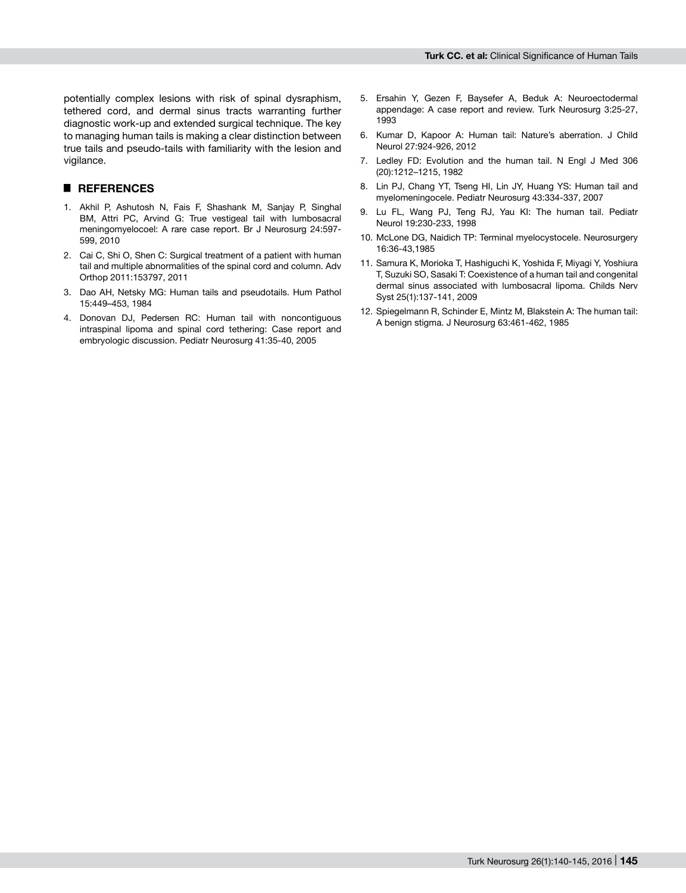potentially complex lesions with risk of spinal dysraphism, tethered cord, and dermal sinus tracts warranting further diagnostic work-up and extended surgical technique. The key to managing human tails is making a clear distinction between true tails and pseudo-tails with familiarity with the lesion and vigilance.

## REFERENCES

1. Akhil P, Ashutosh N, Fais F, Shashank M, Sanjay P, Singhal BM, Attri PC, Arvind G: True vestigeal tail with lumbosacral meningomyelocoel: A rare case report. Br J Neurosurg 24:597-599, 2010
2. Cai C, Shi O, Shen C: Surgical treatment of a patient with human tail and multiple abnormalities of the spinal cord and column. Adv Orthop 2011:153797, 2011
3. Dao AH, Netsky MG: Human tails and pseudotails. Hum Pathol 15:449–453, 1984
4. Donovan DJ, Pedersen RC: Human tail with noncontiguous intraspinal lipoma and spinal cord tethering: Case report and embryologic discussion. Pediatr Neurosurg 41:35-40, 2005
5. Ersahin Y, Gezen F, Baysefer A, Beduk A: Neuroectodermal appendage: A case report and review. Turk Neurosurg 3:25-27, 1993
6. Kumar D, Kapoor A: Human tail: Nature's aberration. J Child Neurol 27:924-926, 2012
7. Ledley FD: Evolution and the human tail. N Engl J Med 306 (20):1212–1215, 1982
8. Lin PJ, Chang YT, Tseng HI, Lin JY, Huang YS: Human tail and myelomeningocele. Pediatr Neurosurg 43:334-337, 2007
9. Lu FL, Wang PJ, Teng RJ, Yau KI: The human tail. Pediatr Neurol 19:230-233, 1998
10. McLone DG, Naidich TP: Terminal myelocystocele. Neurosurgery 16:36-43,1985
11. Samura K, Morioka T, Hashiguchi K, Yoshida F, Miyagi Y, Yoshiura T, Suzuki SO, Sasaki T: Coexistence of a human tail and congenital dermal sinus associated with lumbosacral lipoma. Childs Nerv Syst 25(1):137-141, 2009
12. Spiegelmann R, Schinder E, Mintz M, Blakstein A: The human tail: A benign stigma. J Neurosurg 63:461-462, 1985